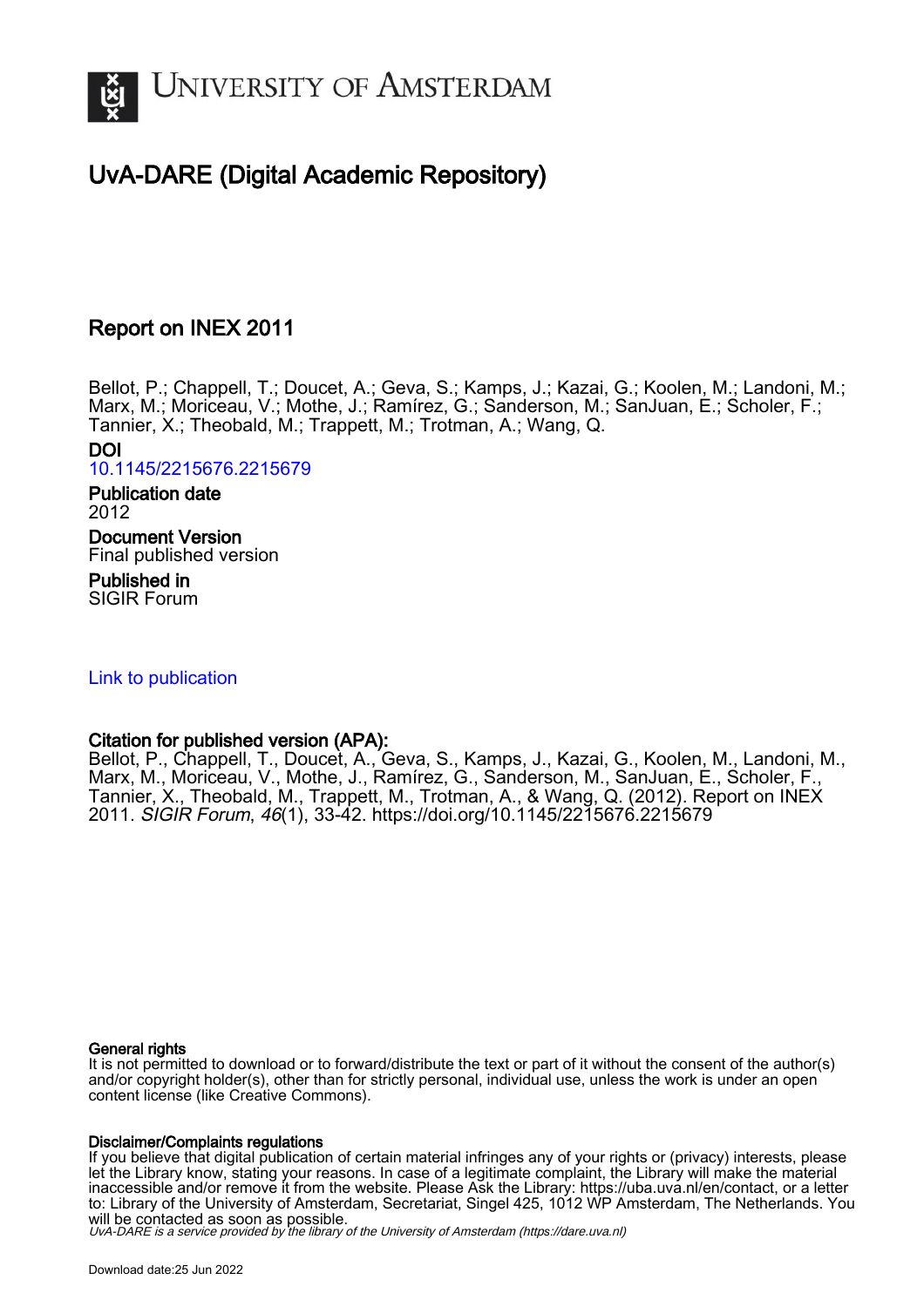# University of Amsterdam

## UvA-DARE (Digital Academic Repository)

## Report on INEX 2011

Bellot, P.; Chappell, T.; Doucet, A.; Geva, S.; Kamps, J.; Kazai, G.; Koolen, M.; Landoni, M.; Marx, M.; Moriceau, V.; Mothe, J.; Ramírez, G.; Sanderson, M.; SanJuan, E.; Scholer, F.; Tannier, X.; Theobald, M.; Trappett, M.; Trotman, A.; Wang, Q.

**DOI**
10.1145/2215676.2215679

**Publication date**
2012

**Document Version**
Final published version

**Published in**
SIGIR Forum

Link to publication

**Citation for published version (APA):**
Bellot, P., Chappell, T., Doucet, A., Geva, S., Kamps, J., Kazai, G., Koolen, M., Landoni, M., Marx, M., Moriceau, V., Mothe, J., Ramírez, G., Sanderson, M., SanJuan, E., Scholer, F., Tannier, X., Theobald, M., Trappett, M., Trotman, A., & Wang, Q. (2012). Report on INEX 2011. *SIGIR Forum*, *46*(1), 33-42. https://doi.org/10.1145/2215676.2215679

**General rights**
It is not permitted to download or to forward/distribute the text or part of it without the consent of the author(s) and/or copyright holder(s), other than for strictly personal, individual use, unless the work is under an open content license (like Creative Commons).

**Disclaimer/Complaints regulations**
If you believe that digital publication of certain material infringes any of your rights or (privacy) interests, please let the Library know, stating your reasons. In case of a legitimate complaint, the Library will make the material inaccessible and/or remove it from the website. Please Ask the Library: https://uba.uva.nl/en/contact, or a letter to: Library of the University of Amsterdam, Secretariat, Singel 425, 1012 WP Amsterdam, The Netherlands. You will be contacted as soon as possible.

*UvA-DARE is a service provided by the library of the University of Amsterdam (https://dare.uva.nl)*

Download date:25 Jun 2022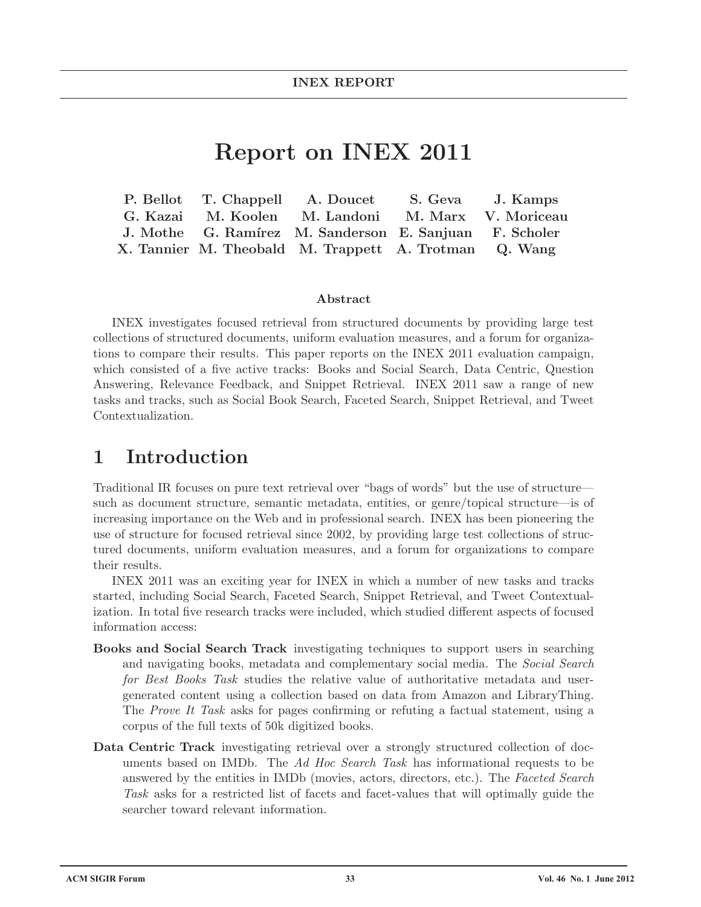INEX REPORT

# Report on INEX 2011

**P. Bellot T. Chappell A. Doucet S. Geva J. Kamps**
**G. Kazai M. Koolen M. Landoni M. Marx V. Moriceau**
**J. Mothe G. Ramírez M. Sanderson E. Sanjuan F. Scholer**
**X. Tannier M. Theobald M. Trappett A. Trotman Q. Wang**

### Abstract

INEX investigates focused retrieval from structured documents by providing large test collections of structured documents, uniform evaluation measures, and a forum for organizations to compare their results. This paper reports on the INEX 2011 evaluation campaign, which consisted of a five active tracks: Books and Social Search, Data Centric, Question Answering, Relevance Feedback, and Snippet Retrieval. INEX 2011 saw a range of new tasks and tracks, such as Social Book Search, Faceted Search, Snippet Retrieval, and Tweet Contextualization.

## 1 Introduction

Traditional IR focuses on pure text retrieval over "bags of words" but the use of structure—such as document structure, semantic metadata, entities, or genre/topical structure—is of increasing importance on the Web and in professional search. INEX has been pioneering the use of structure for focused retrieval since 2002, by providing large test collections of structured documents, uniform evaluation measures, and a forum for organizations to compare their results.

INEX 2011 was an exciting year for INEX in which a number of new tasks and tracks started, including Social Search, Faceted Search, Snippet Retrieval, and Tweet Contextualization. In total five research tracks were included, which studied different aspects of focused information access:

**Books and Social Search Track** investigating techniques to support users in searching and navigating books, metadata and complementary social media. The *Social Search for Best Books Task* studies the relative value of authoritative metadata and user-generated content using a collection based on data from Amazon and LibraryThing. The *Prove It Task* asks for pages confirming or refuting a factual statement, using a corpus of the full texts of 50k digitized books.

**Data Centric Track** investigating retrieval over a strongly structured collection of documents based on IMDb. The *Ad Hoc Search Task* has informational requests to be answered by the entities in IMDb (movies, actors, directors, etc.). The *Faceted Search Task* asks for a restricted list of facets and facet-values that will optimally guide the searcher toward relevant information.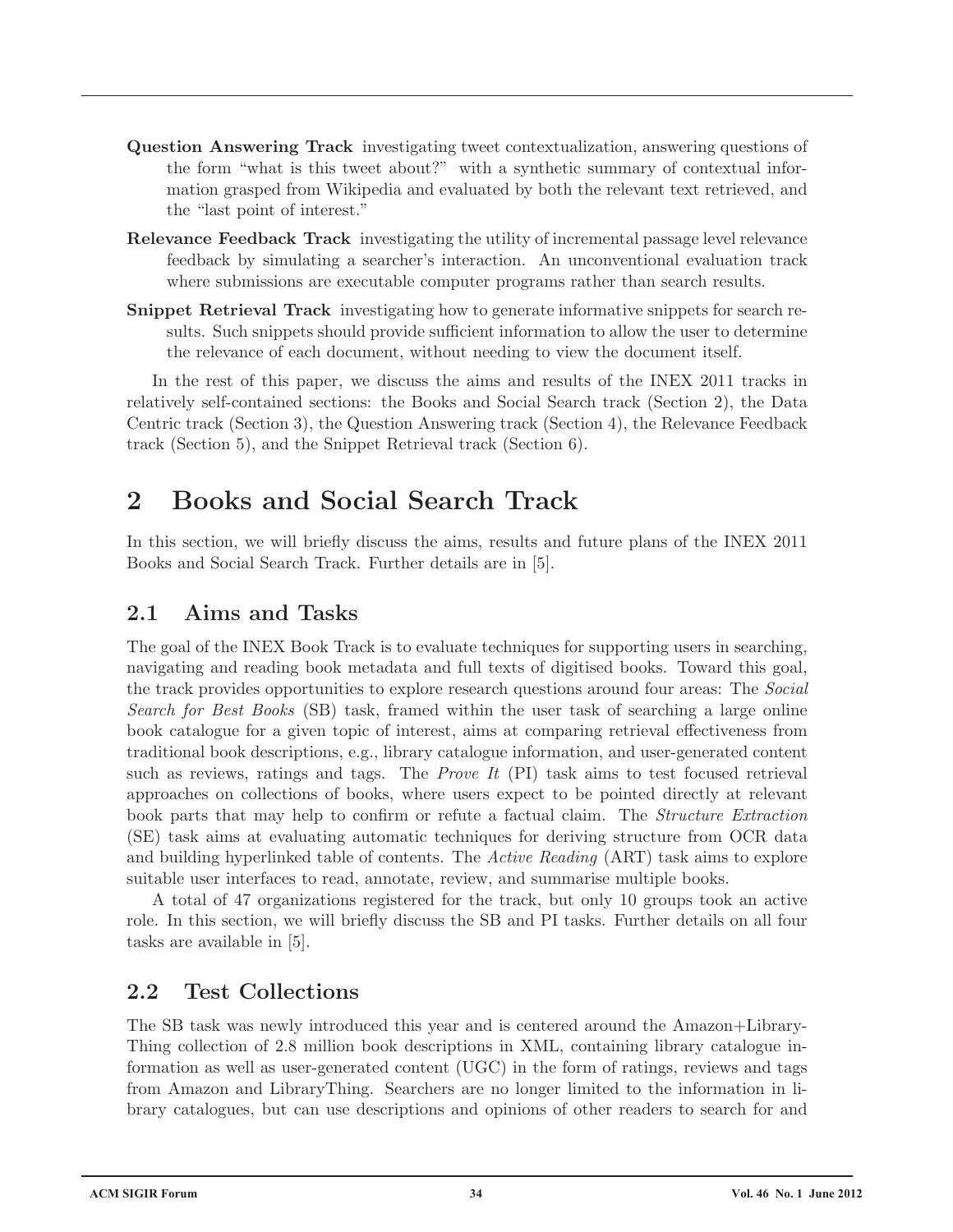**Question Answering Track** investigating tweet contextualization, answering questions of the form "what is this tweet about?" with a synthetic summary of contextual information grasped from Wikipedia and evaluated by both the relevant text retrieved, and the "last point of interest."

**Relevance Feedback Track** investigating the utility of incremental passage level relevance feedback by simulating a searcher's interaction. An unconventional evaluation track where submissions are executable computer programs rather than search results.

**Snippet Retrieval Track** investigating how to generate informative snippets for search results. Such snippets should provide sufficient information to allow the user to determine the relevance of each document, without needing to view the document itself.

In the rest of this paper, we discuss the aims and results of the INEX 2011 tracks in relatively self-contained sections: the Books and Social Search track (Section 2), the Data Centric track (Section 3), the Question Answering track (Section 4), the Relevance Feedback track (Section 5), and the Snippet Retrieval track (Section 6).

# 2 Books and Social Search Track

In this section, we will briefly discuss the aims, results and future plans of the INEX 2011 Books and Social Search Track. Further details are in [5].

## 2.1 Aims and Tasks

The goal of the INEX Book Track is to evaluate techniques for supporting users in searching, navigating and reading book metadata and full texts of digitised books. Toward this goal, the track provides opportunities to explore research questions around four areas: The *Social Search for Best Books* (SB) task, framed within the user task of searching a large online book catalogue for a given topic of interest, aims at comparing retrieval effectiveness from traditional book descriptions, e.g., library catalogue information, and user-generated content such as reviews, ratings and tags. The *Prove It* (PI) task aims to test focused retrieval approaches on collections of books, where users expect to be pointed directly at relevant book parts that may help to confirm or refute a factual claim. The *Structure Extraction* (SE) task aims at evaluating automatic techniques for deriving structure from OCR data and building hyperlinked table of contents. The *Active Reading* (ART) task aims to explore suitable user interfaces to read, annotate, review, and summarise multiple books.

A total of 47 organizations registered for the track, but only 10 groups took an active role. In this section, we will briefly discuss the SB and PI tasks. Further details on all four tasks are available in [5].

## 2.2 Test Collections

The SB task was newly introduced this year and is centered around the Amazon+LibraryThing collection of 2.8 million book descriptions in XML, containing library catalogue information as well as user-generated content (UGC) in the form of ratings, reviews and tags from Amazon and LibraryThing. Searchers are no longer limited to the information in library catalogues, but can use descriptions and opinions of other readers to search for and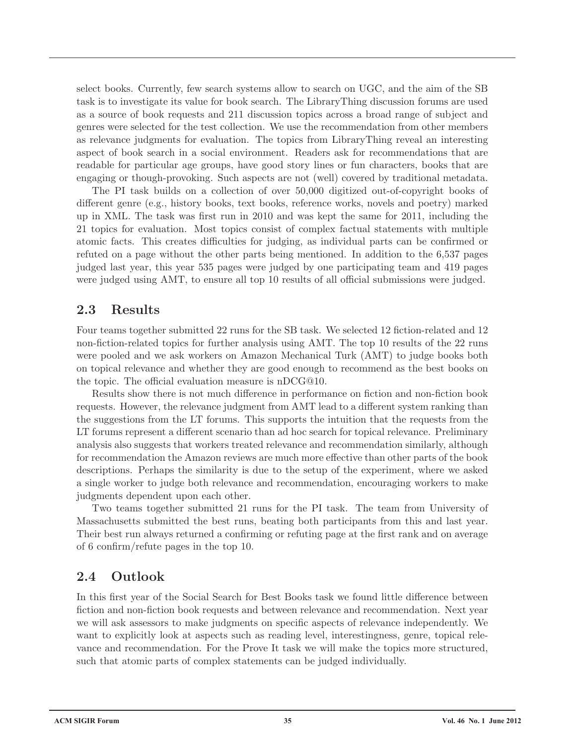select books. Currently, few search systems allow to search on UGC, and the aim of the SB task is to investigate its value for book search. The LibraryThing discussion forums are used as a source of book requests and 211 discussion topics across a broad range of subject and genres were selected for the test collection. We use the recommendation from other members as relevance judgments for evaluation. The topics from LibraryThing reveal an interesting aspect of book search in a social environment. Readers ask for recommendations that are readable for particular age groups, have good story lines or fun characters, books that are engaging or though-provoking. Such aspects are not (well) covered by traditional metadata.

The PI task builds on a collection of over 50,000 digitized out-of-copyright books of different genre (e.g., history books, text books, reference works, novels and poetry) marked up in XML. The task was first run in 2010 and was kept the same for 2011, including the 21 topics for evaluation. Most topics consist of complex factual statements with multiple atomic facts. This creates difficulties for judging, as individual parts can be confirmed or refuted on a page without the other parts being mentioned. In addition to the 6,537 pages judged last year, this year 535 pages were judged by one participating team and 419 pages were judged using AMT, to ensure all top 10 results of all official submissions were judged.

## 2.3 Results

Four teams together submitted 22 runs for the SB task. We selected 12 fiction-related and 12 non-fiction-related topics for further analysis using AMT. The top 10 results of the 22 runs were pooled and we ask workers on Amazon Mechanical Turk (AMT) to judge books both on topical relevance and whether they are good enough to recommend as the best books on the topic. The official evaluation measure is nDCG@10.

Results show there is not much difference in performance on fiction and non-fiction book requests. However, the relevance judgment from AMT lead to a different system ranking than the suggestions from the LT forums. This supports the intuition that the requests from the LT forums represent a different scenario than ad hoc search for topical relevance. Preliminary analysis also suggests that workers treated relevance and recommendation similarly, although for recommendation the Amazon reviews are much more effective than other parts of the book descriptions. Perhaps the similarity is due to the setup of the experiment, where we asked a single worker to judge both relevance and recommendation, encouraging workers to make judgments dependent upon each other.

Two teams together submitted 21 runs for the PI task. The team from University of Massachusetts submitted the best runs, beating both participants from this and last year. Their best run always returned a confirming or refuting page at the first rank and on average of 6 confirm/refute pages in the top 10.

## 2.4 Outlook

In this first year of the Social Search for Best Books task we found little difference between fiction and non-fiction book requests and between relevance and recommendation. Next year we will ask assessors to make judgments on specific aspects of relevance independently. We want to explicitly look at aspects such as reading level, interestingness, genre, topical relevance and recommendation. For the Prove It task we will make the topics more structured, such that atomic parts of complex statements can be judged individually.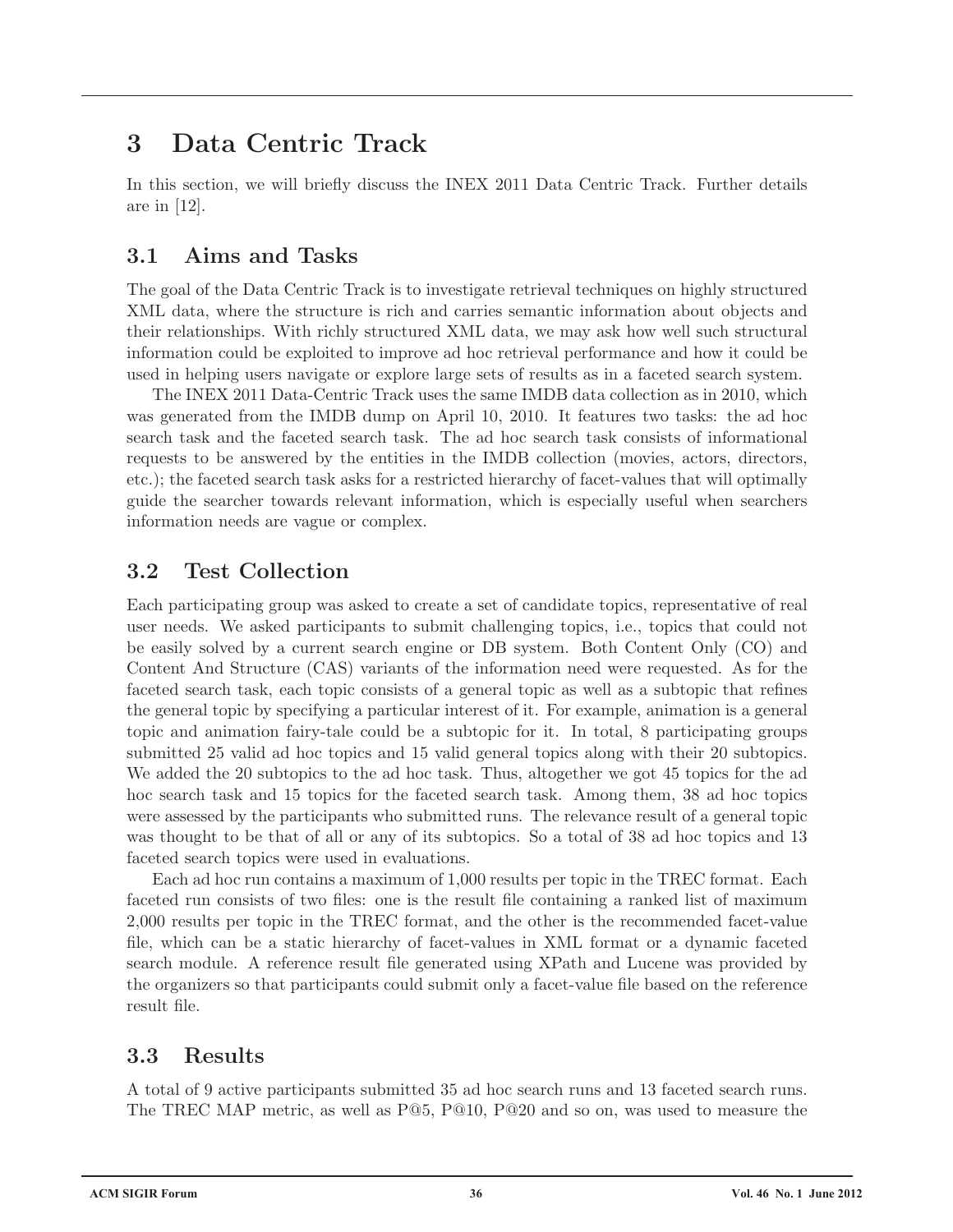# 3 Data Centric Track

In this section, we will briefly discuss the INEX 2011 Data Centric Track. Further details are in [12].

## 3.1 Aims and Tasks

The goal of the Data Centric Track is to investigate retrieval techniques on highly structured XML data, where the structure is rich and carries semantic information about objects and their relationships. With richly structured XML data, we may ask how well such structural information could be exploited to improve ad hoc retrieval performance and how it could be used in helping users navigate or explore large sets of results as in a faceted search system.

The INEX 2011 Data-Centric Track uses the same IMDB data collection as in 2010, which was generated from the IMDB dump on April 10, 2010. It features two tasks: the ad hoc search task and the faceted search task. The ad hoc search task consists of informational requests to be answered by the entities in the IMDB collection (movies, actors, directors, etc.); the faceted search task asks for a restricted hierarchy of facet-values that will optimally guide the searcher towards relevant information, which is especially useful when searchers information needs are vague or complex.

## 3.2 Test Collection

Each participating group was asked to create a set of candidate topics, representative of real user needs. We asked participants to submit challenging topics, i.e., topics that could not be easily solved by a current search engine or DB system. Both Content Only (CO) and Content And Structure (CAS) variants of the information need were requested. As for the faceted search task, each topic consists of a general topic as well as a subtopic that refines the general topic by specifying a particular interest of it. For example, animation is a general topic and animation fairy-tale could be a subtopic for it. In total, 8 participating groups submitted 25 valid ad hoc topics and 15 valid general topics along with their 20 subtopics. We added the 20 subtopics to the ad hoc task. Thus, altogether we got 45 topics for the ad hoc search task and 15 topics for the faceted search task. Among them, 38 ad hoc topics were assessed by the participants who submitted runs. The relevance result of a general topic was thought to be that of all or any of its subtopics. So a total of 38 ad hoc topics and 13 faceted search topics were used in evaluations.

Each ad hoc run contains a maximum of 1,000 results per topic in the TREC format. Each faceted run consists of two files: one is the result file containing a ranked list of maximum 2,000 results per topic in the TREC format, and the other is the recommended facet-value file, which can be a static hierarchy of facet-values in XML format or a dynamic faceted search module. A reference result file generated using XPath and Lucene was provided by the organizers so that participants could submit only a facet-value file based on the reference result file.

## 3.3 Results

A total of 9 active participants submitted 35 ad hoc search runs and 13 faceted search runs. The TREC MAP metric, as well as P@5, P@10, P@20 and so on, was used to measure the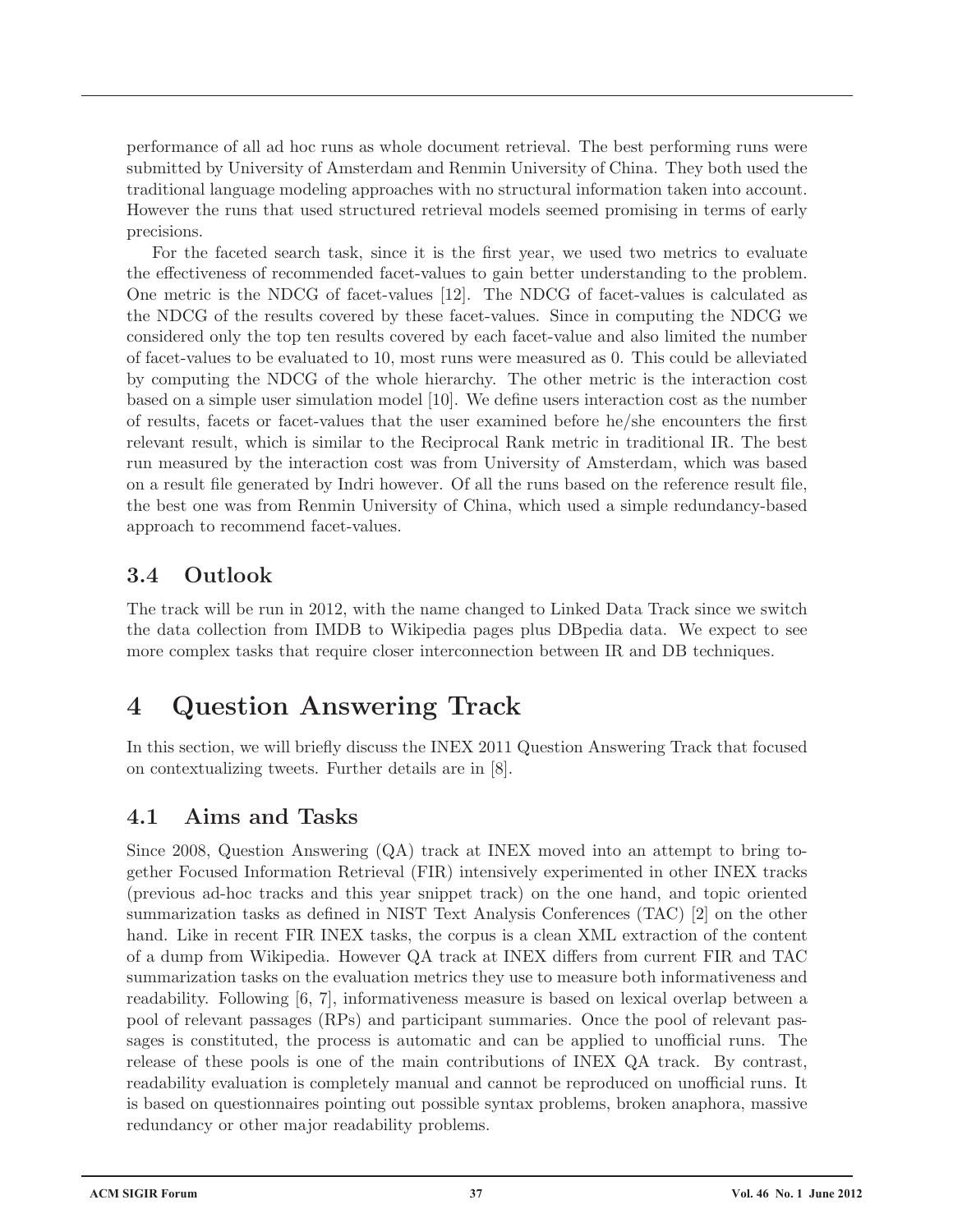performance of all ad hoc runs as whole document retrieval. The best performing runs were submitted by University of Amsterdam and Renmin University of China. They both used the traditional language modeling approaches with no structural information taken into account. However the runs that used structured retrieval models seemed promising in terms of early precisions.

For the faceted search task, since it is the first year, we used two metrics to evaluate the effectiveness of recommended facet-values to gain better understanding to the problem. One metric is the NDCG of facet-values [12]. The NDCG of facet-values is calculated as the NDCG of the results covered by these facet-values. Since in computing the NDCG we considered only the top ten results covered by each facet-value and also limited the number of facet-values to be evaluated to 10, most runs were measured as 0. This could be alleviated by computing the NDCG of the whole hierarchy. The other metric is the interaction cost based on a simple user simulation model [10]. We define users interaction cost as the number of results, facets or facet-values that the user examined before he/she encounters the first relevant result, which is similar to the Reciprocal Rank metric in traditional IR. The best run measured by the interaction cost was from University of Amsterdam, which was based on a result file generated by Indri however. Of all the runs based on the reference result file, the best one was from Renmin University of China, which used a simple redundancy-based approach to recommend facet-values.

## 3.4 Outlook

The track will be run in 2012, with the name changed to Linked Data Track since we switch the data collection from IMDB to Wikipedia pages plus DBpedia data. We expect to see more complex tasks that require closer interconnection between IR and DB techniques.

# 4 Question Answering Track

In this section, we will briefly discuss the INEX 2011 Question Answering Track that focused on contextualizing tweets. Further details are in [8].

## 4.1 Aims and Tasks

Since 2008, Question Answering (QA) track at INEX moved into an attempt to bring together Focused Information Retrieval (FIR) intensively experimented in other INEX tracks (previous ad-hoc tracks and this year snippet track) on the one hand, and topic oriented summarization tasks as defined in NIST Text Analysis Conferences (TAC) [2] on the other hand. Like in recent FIR INEX tasks, the corpus is a clean XML extraction of the content of a dump from Wikipedia. However QA track at INEX differs from current FIR and TAC summarization tasks on the evaluation metrics they use to measure both informativeness and readability. Following [6, 7], informativeness measure is based on lexical overlap between a pool of relevant passages (RPs) and participant summaries. Once the pool of relevant passages is constituted, the process is automatic and can be applied to unofficial runs. The release of these pools is one of the main contributions of INEX QA track. By contrast, readability evaluation is completely manual and cannot be reproduced on unofficial runs. It is based on questionnaires pointing out possible syntax problems, broken anaphora, massive redundancy or other major readability problems.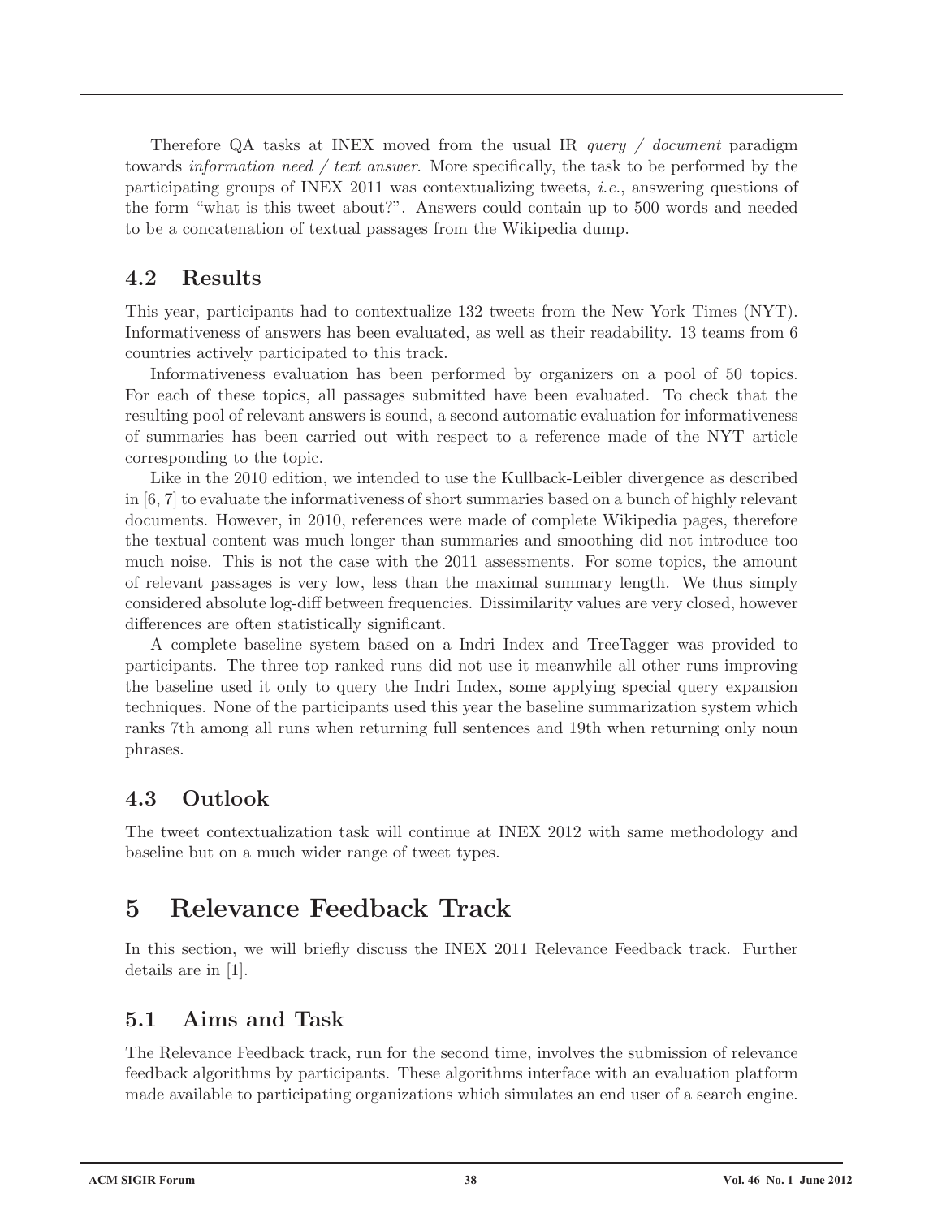Therefore QA tasks at INEX moved from the usual IR *query / document* paradigm towards *information need / text answer*. More specifically, the task to be performed by the participating groups of INEX 2011 was contextualizing tweets, *i.e.*, answering questions of the form "what is this tweet about?". Answers could contain up to 500 words and needed to be a concatenation of textual passages from the Wikipedia dump.

## 4.2 Results

This year, participants had to contextualize 132 tweets from the New York Times (NYT). Informativeness of answers has been evaluated, as well as their readability. 13 teams from 6 countries actively participated to this track.

Informativeness evaluation has been performed by organizers on a pool of 50 topics. For each of these topics, all passages submitted have been evaluated. To check that the resulting pool of relevant answers is sound, a second automatic evaluation for informativeness of summaries has been carried out with respect to a reference made of the NYT article corresponding to the topic.

Like in the 2010 edition, we intended to use the Kullback-Leibler divergence as described in [6, 7] to evaluate the informativeness of short summaries based on a bunch of highly relevant documents. However, in 2010, references were made of complete Wikipedia pages, therefore the textual content was much longer than summaries and smoothing did not introduce too much noise. This is not the case with the 2011 assessments. For some topics, the amount of relevant passages is very low, less than the maximal summary length. We thus simply considered absolute log-diff between frequencies. Dissimilarity values are very closed, however differences are often statistically significant.

A complete baseline system based on a Indri Index and TreeTagger was provided to participants. The three top ranked runs did not use it meanwhile all other runs improving the baseline used it only to query the Indri Index, some applying special query expansion techniques. None of the participants used this year the baseline summarization system which ranks 7th among all runs when returning full sentences and 19th when returning only noun phrases.

## 4.3 Outlook

The tweet contextualization task will continue at INEX 2012 with same methodology and baseline but on a much wider range of tweet types.

# 5 Relevance Feedback Track

In this section, we will briefly discuss the INEX 2011 Relevance Feedback track. Further details are in [1].

## 5.1 Aims and Task

The Relevance Feedback track, run for the second time, involves the submission of relevance feedback algorithms by participants. These algorithms interface with an evaluation platform made available to participating organizations which simulates an end user of a search engine.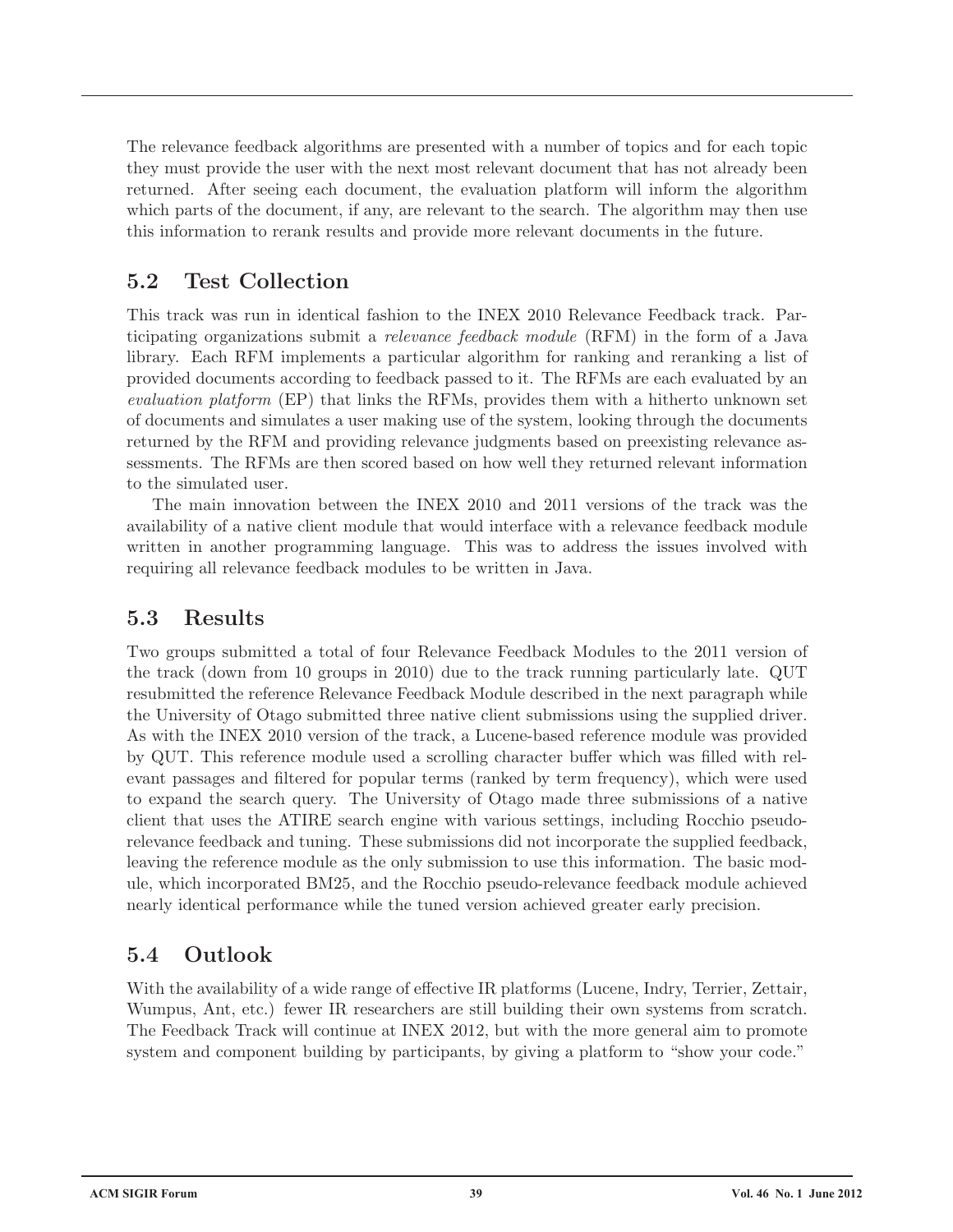The relevance feedback algorithms are presented with a number of topics and for each topic they must provide the user with the next most relevant document that has not already been returned. After seeing each document, the evaluation platform will inform the algorithm which parts of the document, if any, are relevant to the search. The algorithm may then use this information to rerank results and provide more relevant documents in the future.

## 5.2 Test Collection

This track was run in identical fashion to the INEX 2010 Relevance Feedback track. Participating organizations submit a *relevance feedback module* (RFM) in the form of a Java library. Each RFM implements a particular algorithm for ranking and reranking a list of provided documents according to feedback passed to it. The RFMs are each evaluated by an *evaluation platform* (EP) that links the RFMs, provides them with a hitherto unknown set of documents and simulates a user making use of the system, looking through the documents returned by the RFM and providing relevance judgments based on preexisting relevance assessments. The RFMs are then scored based on how well they returned relevant information to the simulated user.

The main innovation between the INEX 2010 and 2011 versions of the track was the availability of a native client module that would interface with a relevance feedback module written in another programming language. This was to address the issues involved with requiring all relevance feedback modules to be written in Java.

## 5.3 Results

Two groups submitted a total of four Relevance Feedback Modules to the 2011 version of the track (down from 10 groups in 2010) due to the track running particularly late. QUT resubmitted the reference Relevance Feedback Module described in the next paragraph while the University of Otago submitted three native client submissions using the supplied driver. As with the INEX 2010 version of the track, a Lucene-based reference module was provided by QUT. This reference module used a scrolling character buffer which was filled with relevant passages and filtered for popular terms (ranked by term frequency), which were used to expand the search query. The University of Otago made three submissions of a native client that uses the ATIRE search engine with various settings, including Rocchio pseudo-relevance feedback and tuning. These submissions did not incorporate the supplied feedback, leaving the reference module as the only submission to use this information. The basic module, which incorporated BM25, and the Rocchio pseudo-relevance feedback module achieved nearly identical performance while the tuned version achieved greater early precision.

## 5.4 Outlook

With the availability of a wide range of effective IR platforms (Lucene, Indry, Terrier, Zettair, Wumpus, Ant, etc.) fewer IR researchers are still building their own systems from scratch. The Feedback Track will continue at INEX 2012, but with the more general aim to promote system and component building by participants, by giving a platform to "show your code."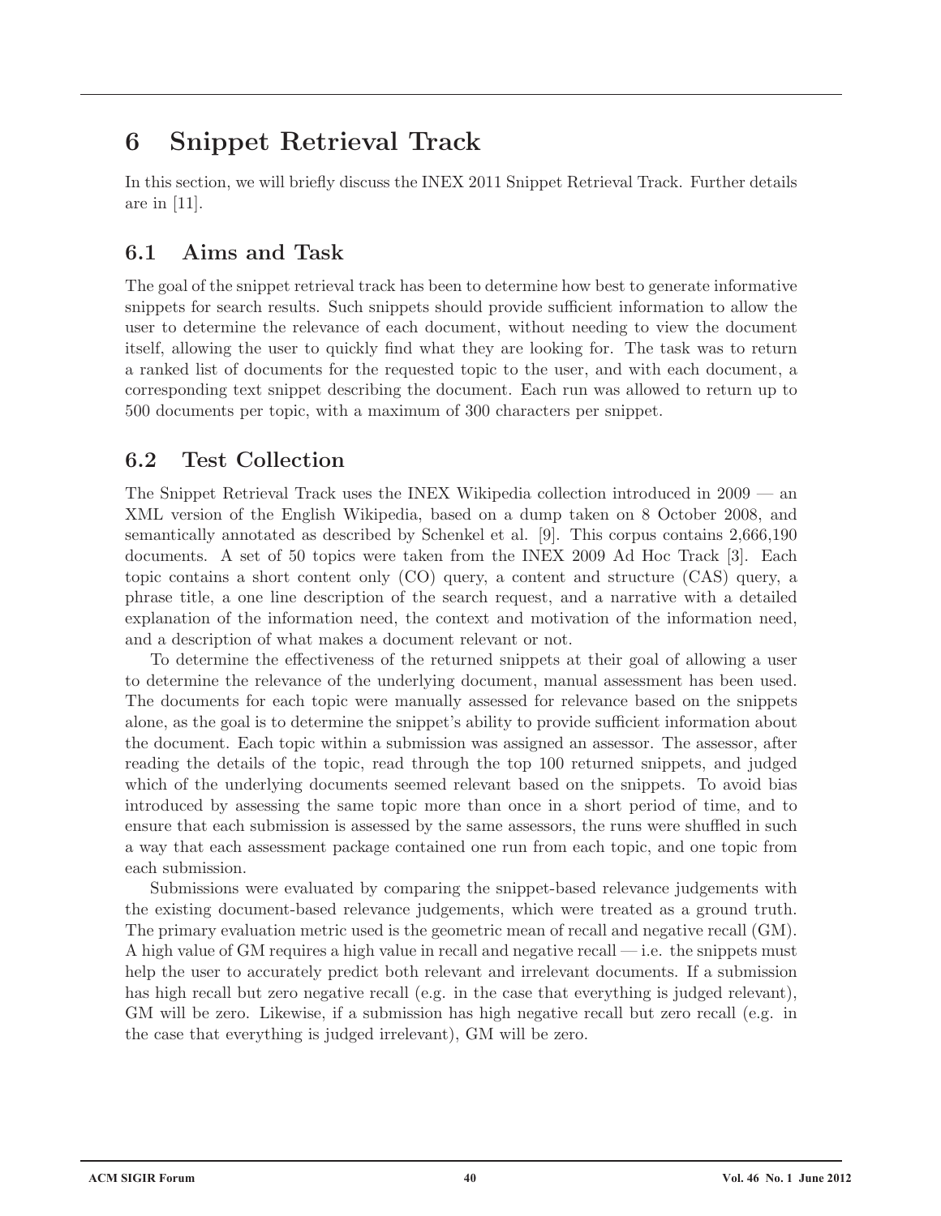# 6 Snippet Retrieval Track

In this section, we will briefly discuss the INEX 2011 Snippet Retrieval Track. Further details are in [11].

## 6.1 Aims and Task

The goal of the snippet retrieval track has been to determine how best to generate informative snippets for search results. Such snippets should provide sufficient information to allow the user to determine the relevance of each document, without needing to view the document itself, allowing the user to quickly find what they are looking for. The task was to return a ranked list of documents for the requested topic to the user, and with each document, a corresponding text snippet describing the document. Each run was allowed to return up to 500 documents per topic, with a maximum of 300 characters per snippet.

## 6.2 Test Collection

The Snippet Retrieval Track uses the INEX Wikipedia collection introduced in 2009 — an XML version of the English Wikipedia, based on a dump taken on 8 October 2008, and semantically annotated as described by Schenkel et al. [9]. This corpus contains 2,666,190 documents. A set of 50 topics were taken from the INEX 2009 Ad Hoc Track [3]. Each topic contains a short content only (CO) query, a content and structure (CAS) query, a phrase title, a one line description of the search request, and a narrative with a detailed explanation of the information need, the context and motivation of the information need, and a description of what makes a document relevant or not.

To determine the effectiveness of the returned snippets at their goal of allowing a user to determine the relevance of the underlying document, manual assessment has been used. The documents for each topic were manually assessed for relevance based on the snippets alone, as the goal is to determine the snippet's ability to provide sufficient information about the document. Each topic within a submission was assigned an assessor. The assessor, after reading the details of the topic, read through the top 100 returned snippets, and judged which of the underlying documents seemed relevant based on the snippets. To avoid bias introduced by assessing the same topic more than once in a short period of time, and to ensure that each submission is assessed by the same assessors, the runs were shuffled in such a way that each assessment package contained one run from each topic, and one topic from each submission.

Submissions were evaluated by comparing the snippet-based relevance judgements with the existing document-based relevance judgements, which were treated as a ground truth. The primary evaluation metric used is the geometric mean of recall and negative recall (GM). A high value of GM requires a high value in recall and negative recall — i.e. the snippets must help the user to accurately predict both relevant and irrelevant documents. If a submission has high recall but zero negative recall (e.g. in the case that everything is judged relevant), GM will be zero. Likewise, if a submission has high negative recall but zero recall (e.g. in the case that everything is judged irrelevant), GM will be zero.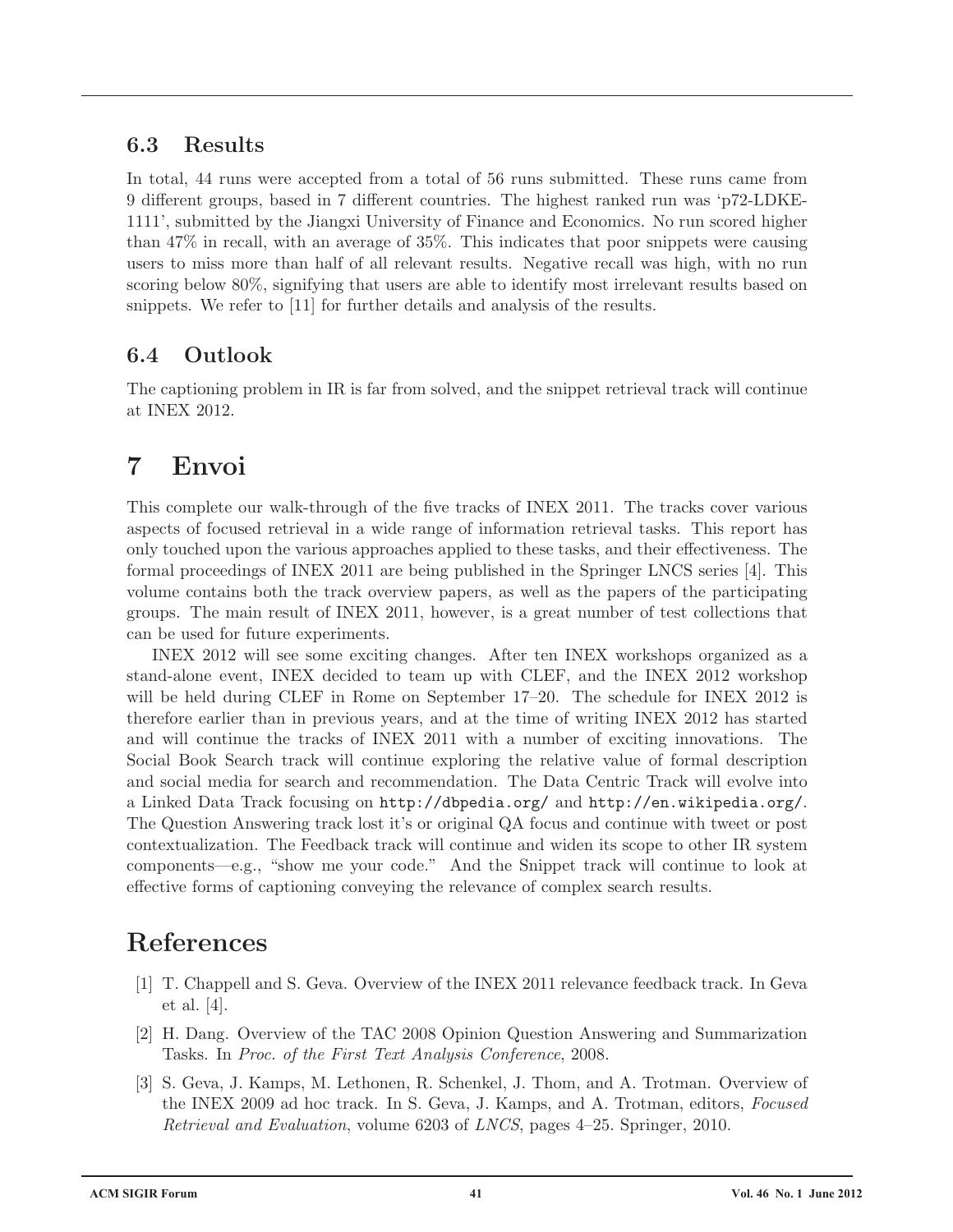### 6.3 Results

In total, 44 runs were accepted from a total of 56 runs submitted. These runs came from 9 different groups, based in 7 different countries. The highest ranked run was 'p72-LDKE-1111', submitted by the Jiangxi University of Finance and Economics. No run scored higher than 47% in recall, with an average of 35%. This indicates that poor snippets were causing users to miss more than half of all relevant results. Negative recall was high, with no run scoring below 80%, signifying that users are able to identify most irrelevant results based on snippets. We refer to [11] for further details and analysis of the results.

### 6.4 Outlook

The captioning problem in IR is far from solved, and the snippet retrieval track will continue at INEX 2012.

## 7 Envoi

This complete our walk-through of the five tracks of INEX 2011. The tracks cover various aspects of focused retrieval in a wide range of information retrieval tasks. This report has only touched upon the various approaches applied to these tasks, and their effectiveness. The formal proceedings of INEX 2011 are being published in the Springer LNCS series [4]. This volume contains both the track overview papers, as well as the papers of the participating groups. The main result of INEX 2011, however, is a great number of test collections that can be used for future experiments.

INEX 2012 will see some exciting changes. After ten INEX workshops organized as a stand-alone event, INEX decided to team up with CLEF, and the INEX 2012 workshop will be held during CLEF in Rome on September 17–20. The schedule for INEX 2012 is therefore earlier than in previous years, and at the time of writing INEX 2012 has started and will continue the tracks of INEX 2011 with a number of exciting innovations. The Social Book Search track will continue exploring the relative value of formal description and social media for search and recommendation. The Data Centric Track will evolve into a Linked Data Track focusing on `http://dbpedia.org/` and `http://en.wikipedia.org/`. The Question Answering track lost it's or original QA focus and continue with tweet or post contextualization. The Feedback track will continue and widen its scope to other IR system components—e.g., "show me your code." And the Snippet track will continue to look at effective forms of captioning conveying the relevance of complex search results.

# References

[1] T. Chappell and S. Geva. Overview of the INEX 2011 relevance feedback track. In Geva et al. [4].

[2] H. Dang. Overview of the TAC 2008 Opinion Question Answering and Summarization Tasks. In *Proc. of the First Text Analysis Conference*, 2008.

[3] S. Geva, J. Kamps, M. Lethonen, R. Schenkel, J. Thom, and A. Trotman. Overview of the INEX 2009 ad hoc track. In S. Geva, J. Kamps, and A. Trotman, editors, *Focused Retrieval and Evaluation*, volume 6203 of *LNCS*, pages 4–25. Springer, 2010.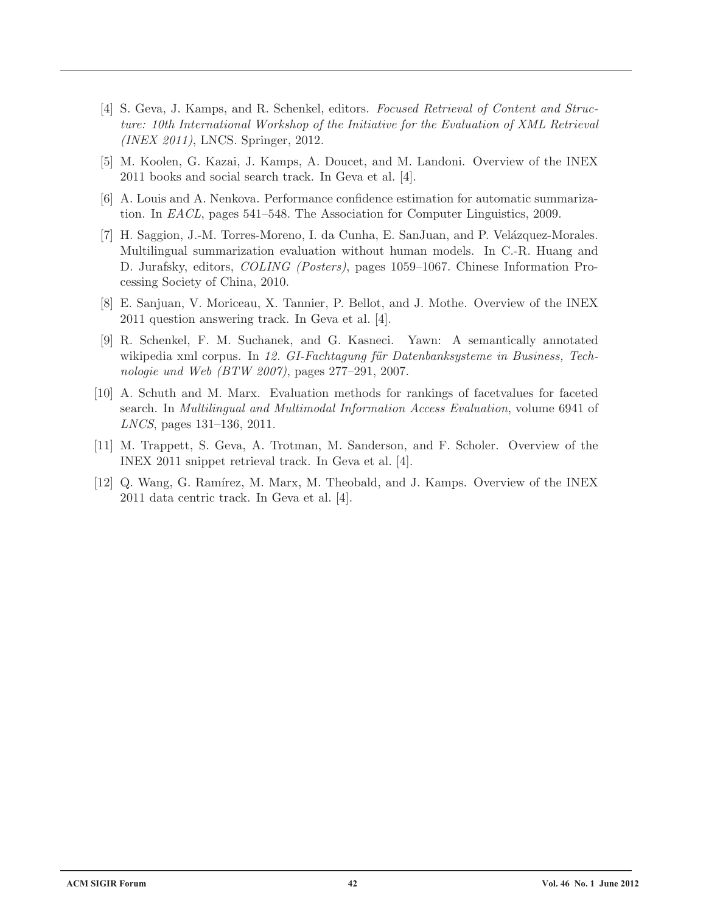[4] S. Geva, J. Kamps, and R. Schenkel, editors. *Focused Retrieval of Content and Structure: 10th International Workshop of the Initiative for the Evaluation of XML Retrieval (INEX 2011)*, LNCS. Springer, 2012.

[5] M. Koolen, G. Kazai, J. Kamps, A. Doucet, and M. Landoni. Overview of the INEX 2011 books and social search track. In Geva et al. [4].

[6] A. Louis and A. Nenkova. Performance confidence estimation for automatic summarization. In *EACL*, pages 541–548. The Association for Computer Linguistics, 2009.

[7] H. Saggion, J.-M. Torres-Moreno, I. da Cunha, E. SanJuan, and P. Velázquez-Morales. Multilingual summarization evaluation without human models. In C.-R. Huang and D. Jurafsky, editors, *COLING (Posters)*, pages 1059–1067. Chinese Information Processing Society of China, 2010.

[8] E. Sanjuan, V. Moriceau, X. Tannier, P. Bellot, and J. Mothe. Overview of the INEX 2011 question answering track. In Geva et al. [4].

[9] R. Schenkel, F. M. Suchanek, and G. Kasneci. Yawn: A semantically annotated wikipedia xml corpus. In *12. GI-Fachtagung für Datenbanksysteme in Business, Technologie und Web (BTW 2007)*, pages 277–291, 2007.

[10] A. Schuth and M. Marx. Evaluation methods for rankings of facetvalues for faceted search. In *Multilingual and Multimodal Information Access Evaluation*, volume 6941 of *LNCS*, pages 131–136, 2011.

[11] M. Trappett, S. Geva, A. Trotman, M. Sanderson, and F. Scholer. Overview of the INEX 2011 snippet retrieval track. In Geva et al. [4].

[12] Q. Wang, G. Ramírez, M. Marx, M. Theobald, and J. Kamps. Overview of the INEX 2011 data centric track. In Geva et al. [4].